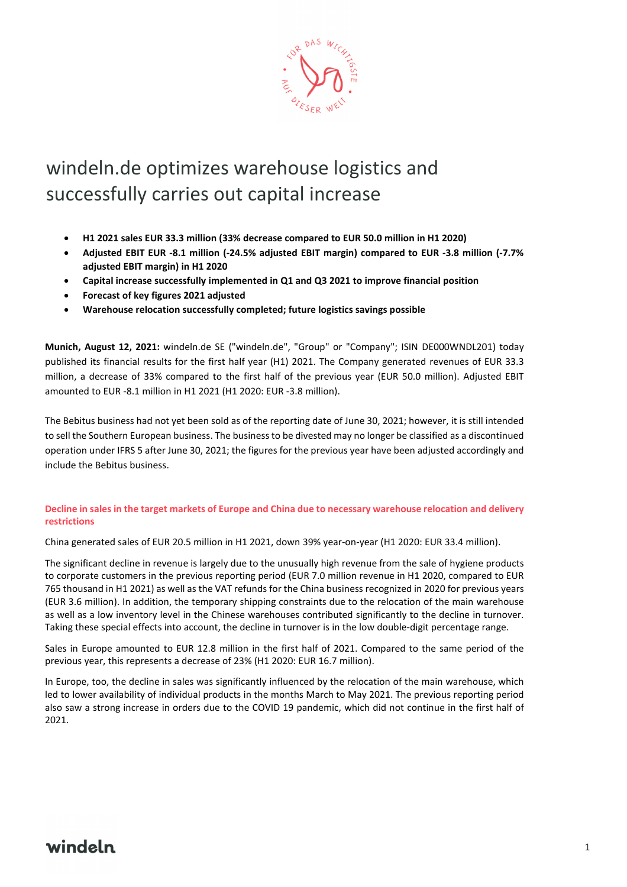# windeln.de optimizes warehouse logistics and successfully carries out capital increase

- **H1 2021 sales EUR 33.3 million (33% decrease compared to EUR 50.0 million in H1 2020)**
- **Adjusted EBIT EUR -8.1 million (-24.5% adjusted EBIT margin) compared to EUR -3.8 million (-7.7% adjusted EBIT margin) in H1 2020**
- **Capital increase successfully implemented in Q1 and Q3 2021 to improve financial position**
- **Forecast of key figures 2021 adjusted**
- **Warehouse relocation successfully completed; future logistics savings possible**

**Munich, August 12, 2021:** windeln.de SE ("windeln.de", "Group" or "Company"; ISIN DE000WNDL201) today published its financial results for the first half year (H1) 2021. The Company generated revenues of EUR 33.3 million, a decrease of 33% compared to the first half of the previous year (EUR 50.0 million). Adjusted EBIT amounted to EUR -8.1 million in H1 2021 (H1 2020: EUR -3.8 million).

The Bebitus business had not yet been sold as of the reporting date of June 30, 2021; however, it is still intended to sell the Southern European business. The business to be divested may no longer be classified as a discontinued operation under IFRS 5 after June 30, 2021; the figures for the previous year have been adjusted accordingly and include the Bebitus business.

## Decline in sales in the target markets of Europe and China due to necessary warehouse relocation and delivery restrictions

China generated sales of EUR 20.5 million in H1 2021, down 39% year-on-year (H1 2020: EUR 33.4 million).

The significant decline in revenue is largely due to the unusually high revenue from the sale of hygiene products to corporate customers in the previous reporting period (EUR 7.0 million revenue in H1 2020, compared to EUR 765 thousand in H1 2021) as well as the VAT refunds for the China business recognized in 2020 for previous years (EUR 3.6 million). In addition, the temporary shipping constraints due to the relocation of the main warehouse as well as a low inventory level in the Chinese warehouses contributed significantly to the decline in turnover. Taking these special effects into account, the decline in turnover is in the low double-digit percentage range.

Sales in Europe amounted to EUR 12.8 million in the first half of 2021. Compared to the same period of the previous year, this represents a decrease of 23% (H1 2020: EUR 16.7 million).

In Europe, too, the decline in sales was significantly influenced by the relocation of the main warehouse, which led to lower availability of individual products in the months March to May 2021. The previous reporting period also saw a strong increase in orders due to the COVID 19 pandemic, which did not continue in the first half of 2021.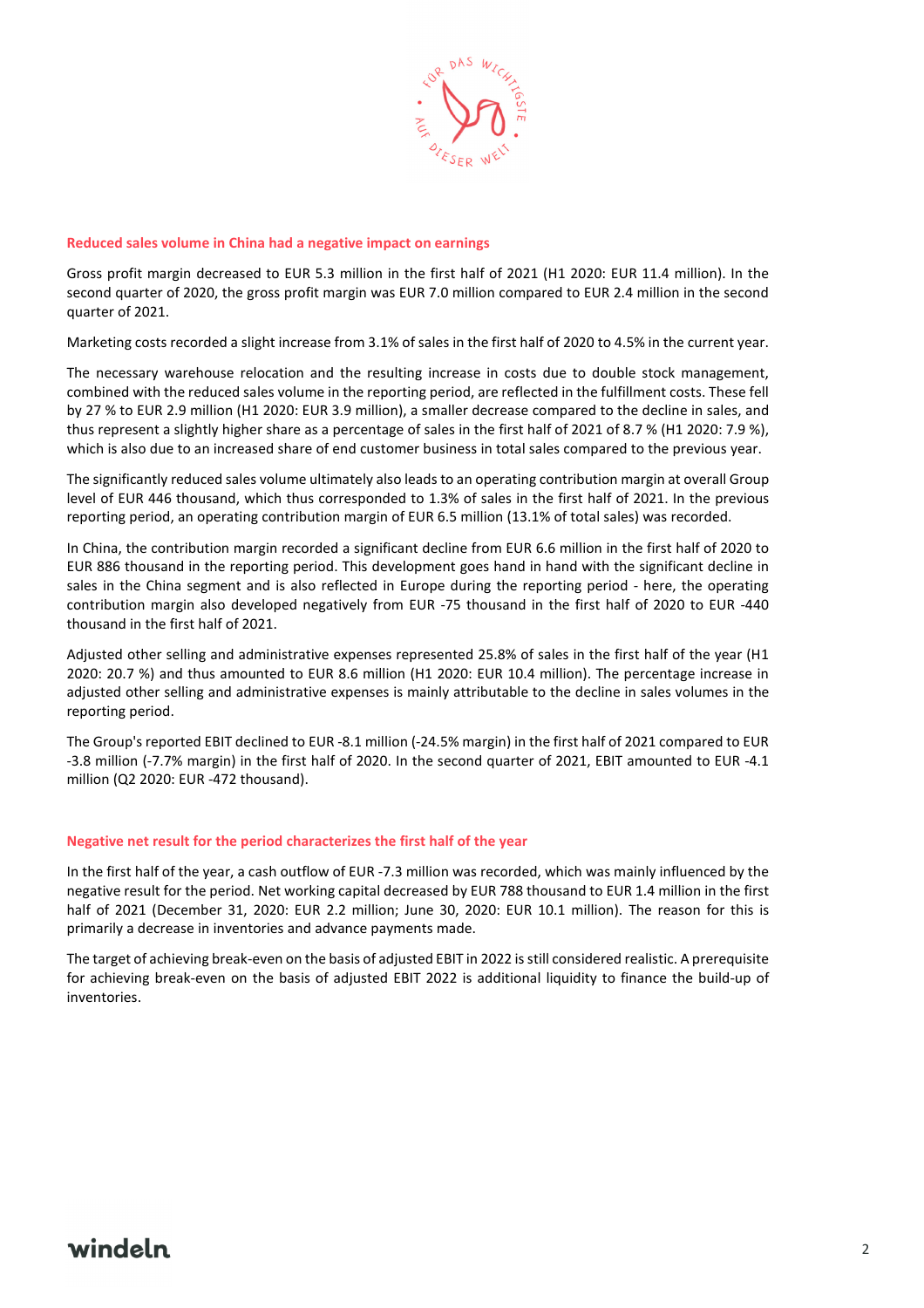## Reduced sales volume in China had a negative impact on earnings

Gross profit margin decreased to EUR 5.3 million in the first half of 2021 (H1 2020: EUR 11.4 million). In the second quarter of 2020, the gross profit margin was EUR 7.0 million compared to EUR 2.4 million in the second quarter of 2021.

Marketing costs recorded a slight increase from 3.1% of sales in the first half of 2020 to 4.5% in the current year.

The necessary warehouse relocation and the resulting increase in costs due to double stock management, combined with the reduced sales volume in the reporting period, are reflected in the fulfillment costs. These fell by 27 % to EUR 2.9 million (H1 2020: EUR 3.9 million), a smaller decrease compared to the decline in sales, and thus represent a slightly higher share as a percentage of sales in the first half of 2021 of 8.7 % (H1 2020: 7.9 %), which is also due to an increased share of end customer business in total sales compared to the previous year.

The significantly reduced sales volume ultimately also leads to an operating contribution margin at overall Group level of EUR 446 thousand, which thus corresponded to 1.3% of sales in the first half of 2021. In the previous reporting period, an operating contribution margin of EUR 6.5 million (13.1% of total sales) was recorded.

In China, the contribution margin recorded a significant decline from EUR 6.6 million in the first half of 2020 to EUR 886 thousand in the reporting period. This development goes hand in hand with the significant decline in sales in the China segment and is also reflected in Europe during the reporting period - here, the operating contribution margin also developed negatively from EUR -75 thousand in the first half of 2020 to EUR -440 thousand in the first half of 2021.

Adjusted other selling and administrative expenses represented 25.8% of sales in the first half of the year (H1 2020: 20.7 %) and thus amounted to EUR 8.6 million (H1 2020: EUR 10.4 million). The percentage increase in adjusted other selling and administrative expenses is mainly attributable to the decline in sales volumes in the reporting period.

The Group's reported EBIT declined to EUR -8.1 million (-24.5% margin) in the first half of 2021 compared to EUR -3.8 million (-7.7% margin) in the first half of 2020. In the second quarter of 2021, EBIT amounted to EUR -4.1 million (Q2 2020: EUR -472 thousand).

## Negative net result for the period characterizes the first half of the year

In the first half of the year, a cash outflow of EUR -7.3 million was recorded, which was mainly influenced by the negative result for the period. Net working capital decreased by EUR 788 thousand to EUR 1.4 million in the first half of 2021 (December 31, 2020: EUR 2.2 million; June 30, 2020: EUR 10.1 million). The reason for this is primarily a decrease in inventories and advance payments made.

The target of achieving break-even on the basis of adjusted EBIT in 2022 is still considered realistic. A prerequisite for achieving break-even on the basis of adjusted EBIT 2022 is additional liquidity to finance the build-up of inventories.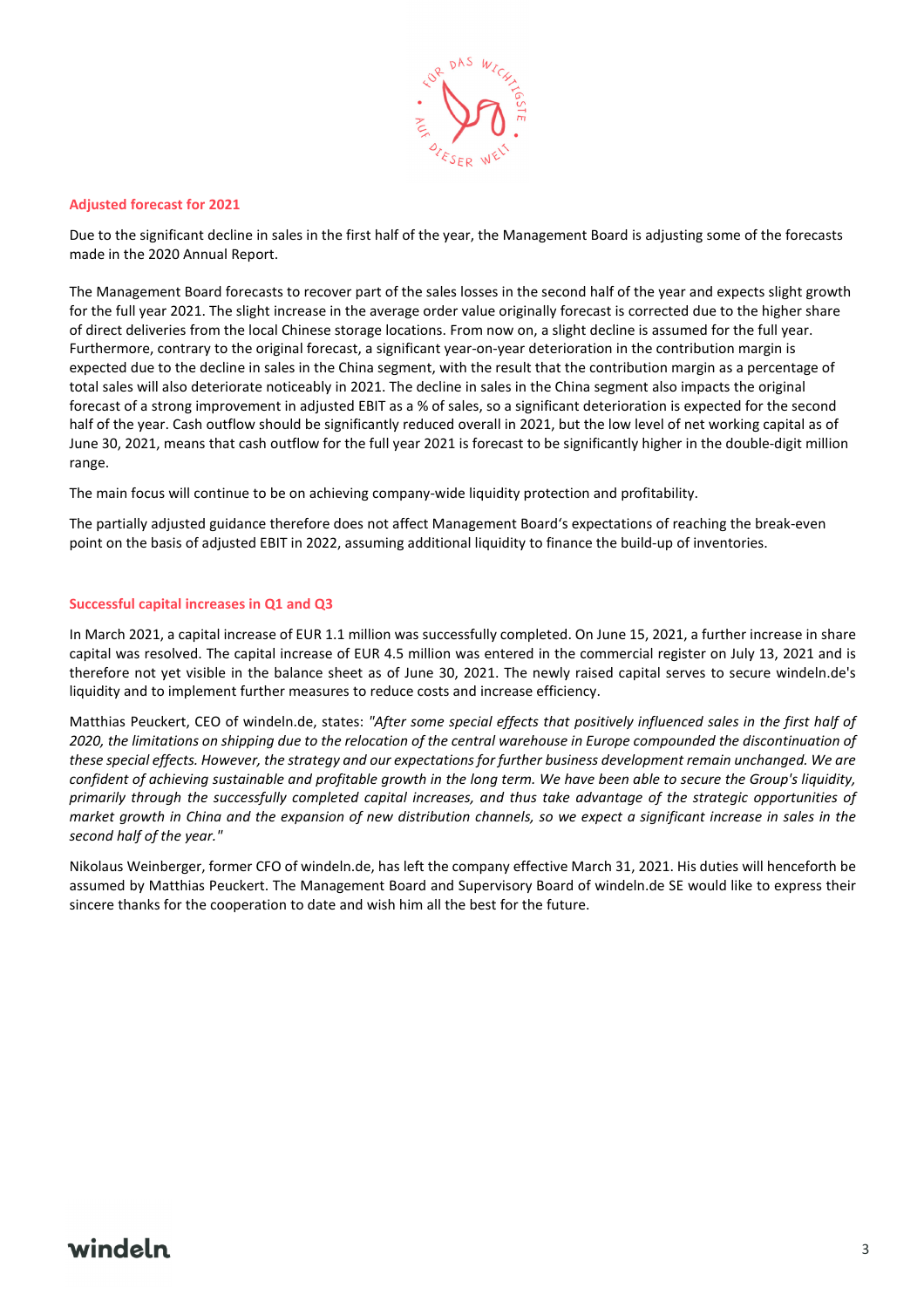## Adjusted forecast for 2021

Due to the significant decline in sales in the first half of the year, the Management Board is adjusting some of the forecasts made in the 2020 Annual Report.

The Management Board forecasts to recover part of the sales losses in the second half of the year and expects slight growth for the full year 2021. The slight increase in the average order value originally forecast is corrected due to the higher share of direct deliveries from the local Chinese storage locations. From now on, a slight decline is assumed for the full year. Furthermore, contrary to the original forecast, a significant year-on-year deterioration in the contribution margin is expected due to the decline in sales in the China segment, with the result that the contribution margin as a percentage of total sales will also deteriorate noticeably in 2021. The decline in sales in the China segment also impacts the original forecast of a strong improvement in adjusted EBIT as a % of sales, so a significant deterioration is expected for the second half of the year. Cash outflow should be significantly reduced overall in 2021, but the low level of net working capital as of June 30, 2021, means that cash outflow for the full year 2021 is forecast to be significantly higher in the double-digit million range.

The main focus will continue to be on achieving company-wide liquidity protection and profitability.

The partially adjusted guidance therefore does not affect Management Board's expectations of reaching the break-even point on the basis of adjusted EBIT in 2022, assuming additional liquidity to finance the build-up of inventories.

## Successful capital increases in Q1 and Q3

In March 2021, a capital increase of EUR 1.1 million was successfully completed. On June 15, 2021, a further increase in share capital was resolved. The capital increase of EUR 4.5 million was entered in the commercial register on July 13, 2021 and is therefore not yet visible in the balance sheet as of June 30, 2021. The newly raised capital serves to secure windeln.de's liquidity and to implement further measures to reduce costs and increase efficiency.

Matthias Peuckert, CEO of windeln.de, states: *"After some special effects that positively influenced sales in the first half of 2020, the limitations on shipping due to the relocation of the central warehouse in Europe compounded the discontinuation of these special effects. However, the strategy and our expectations for further business development remain unchanged. We are confident of achieving sustainable and profitable growth in the long term. We have been able to secure the Group's liquidity, primarily through the successfully completed capital increases, and thus take advantage of the strategic opportunities of market growth in China and the expansion of new distribution channels, so we expect a significant increase in sales in the second half of the year."*

Nikolaus Weinberger, former CFO of windeln.de, has left the company effective March 31, 2021. His duties will henceforth be assumed by Matthias Peuckert. The Management Board and Supervisory Board of windeln.de SE would like to express their sincere thanks for the cooperation to date and wish him all the best for the future.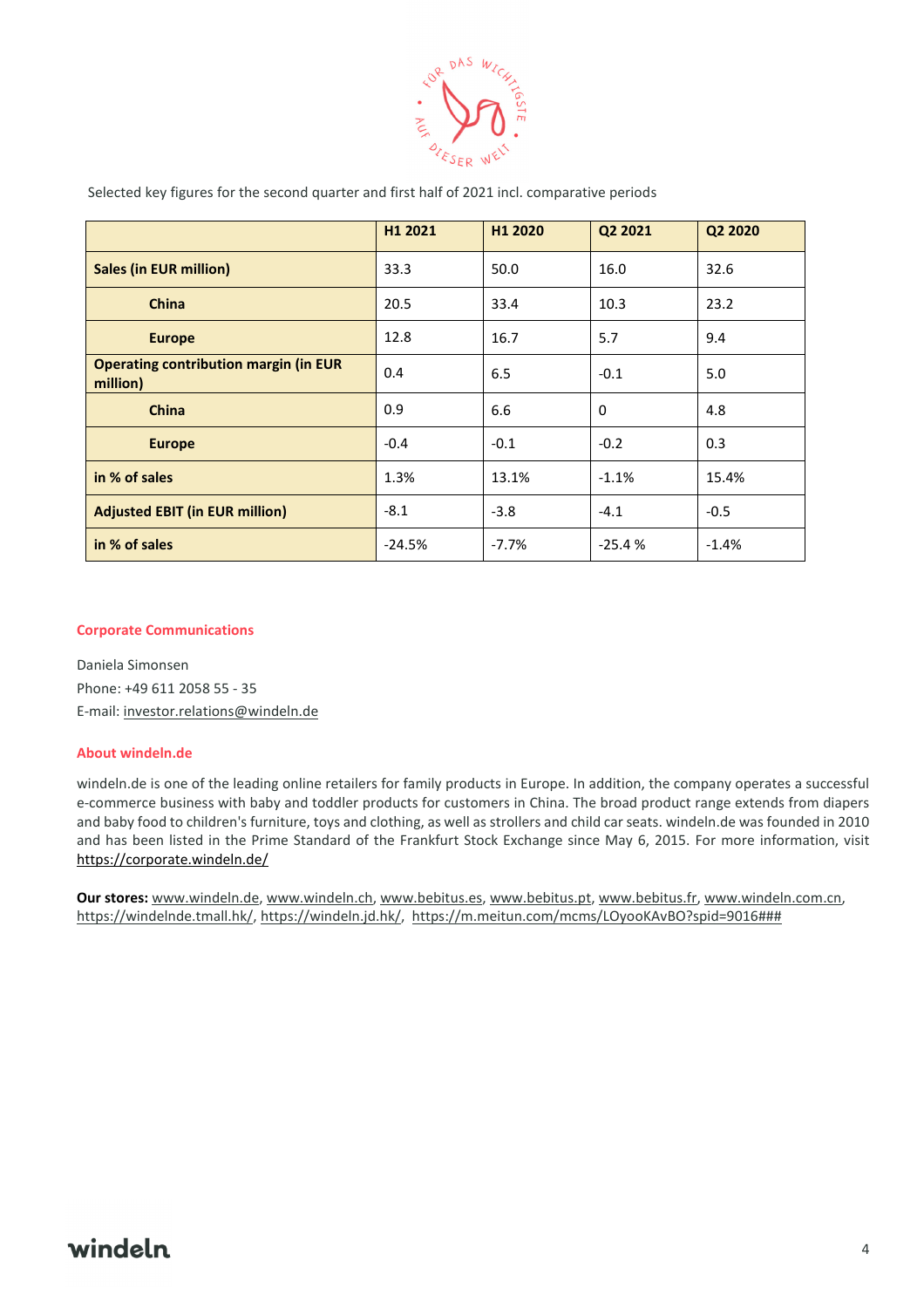Selected key figures for the second quarter and first half of 2021 incl. comparative periods

| | H1 2021 | H1 2020 | Q2 2021 | Q2 2020 |
|---|---|---|---|---|
| **Sales (in EUR million)** | 33.3 | 50.0 | 16.0 | 32.6 |
| **China** | 20.5 | 33.4 | 10.3 | 23.2 |
| **Europe** | 12.8 | 16.7 | 5.7 | 9.4 |
| **Operating contribution margin (in EUR million)** | 0.4 | 6.5 | -0.1 | 5.0 |
| **China** | 0.9 | 6.6 | 0 | 4.8 |
| **Europe** | -0.4 | -0.1 | -0.2 | 0.3 |
| **in % of sales** | 1.3% | 13.1% | -1.1% | 15.4% |
| **Adjusted EBIT (in EUR million)** | -8.1 | -3.8 | -4.1 | -0.5 |
| **in % of sales** | -24.5% | -7.7% | -25.4 % | -1.4% |

## Corporate Communications

Daniela Simonsen
Phone: +49 611 2058 55 - 35
E-mail: investor.relations@windeln.de

## About windeln.de

windeln.de is one of the leading online retailers for family products in Europe. In addition, the company operates a successful e-commerce business with baby and toddler products for customers in China. The broad product range extends from diapers and baby food to children's furniture, toys and clothing, as well as strollers and child car seats. windeln.de was founded in 2010 and has been listed in the Prime Standard of the Frankfurt Stock Exchange since May 6, 2015. For more information, visit https://corporate.windeln.de/

**Our stores:** www.windeln.de, www.windeln.ch, www.bebitus.es, www.bebitus.pt, www.bebitus.fr, www.windeln.com.cn, https://windelnde.tmall.hk/, https://windeln.jd.hk/, https://m.meitun.com/mcms/LOyooKAvBO?spid=9016###